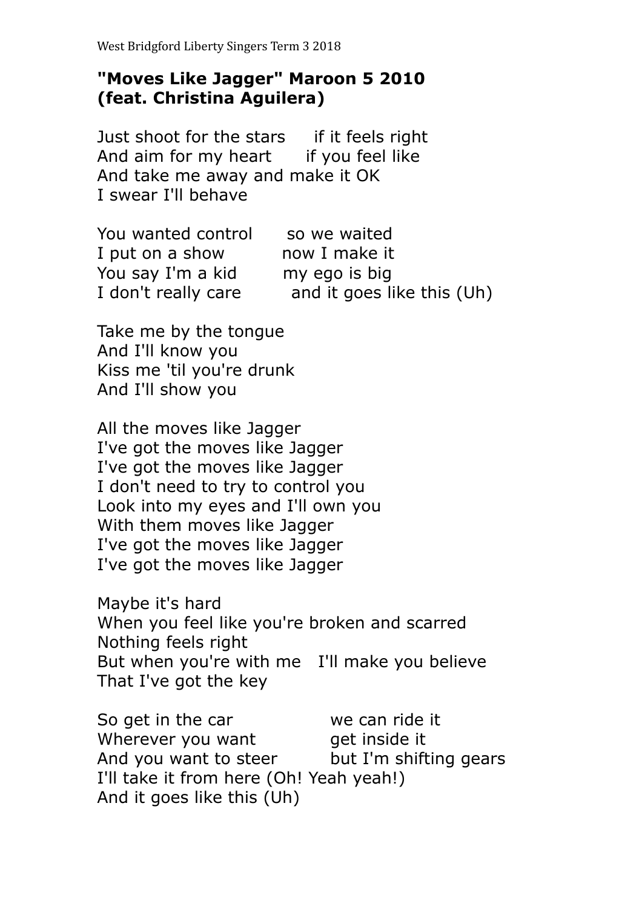## **"Moves Like Jagger" Maroon 5 2010 (feat. Christina Aguilera)**

Just shoot for the stars if it feels right And aim for my heart if you feel like And take me away and make it OK I swear I'll behave

| You wanted control  | so we waited               |
|---------------------|----------------------------|
| I put on a show     | now I make it              |
| You say I'm a kid   | my ego is big              |
| I don't really care | and it goes like this (Uh) |

Take me by the tongue And I'll know you Kiss me 'til you're drunk And I'll show you

All the moves like Jagger I've got the moves like Jagger I've got the moves like Jagger I don't need to try to control you Look into my eyes and I'll own you With them moves like Jagger I've got the moves like Jagger I've got the moves like Jagger

Maybe it's hard When you feel like you're broken and scarred Nothing feels right But when you're with me I'll make you believe That I've got the key

So get in the car we can ride it Wherever you want get inside it And you want to steer but I'm shifting gears I'll take it from here (Oh! Yeah yeah!) And it goes like this (Uh)